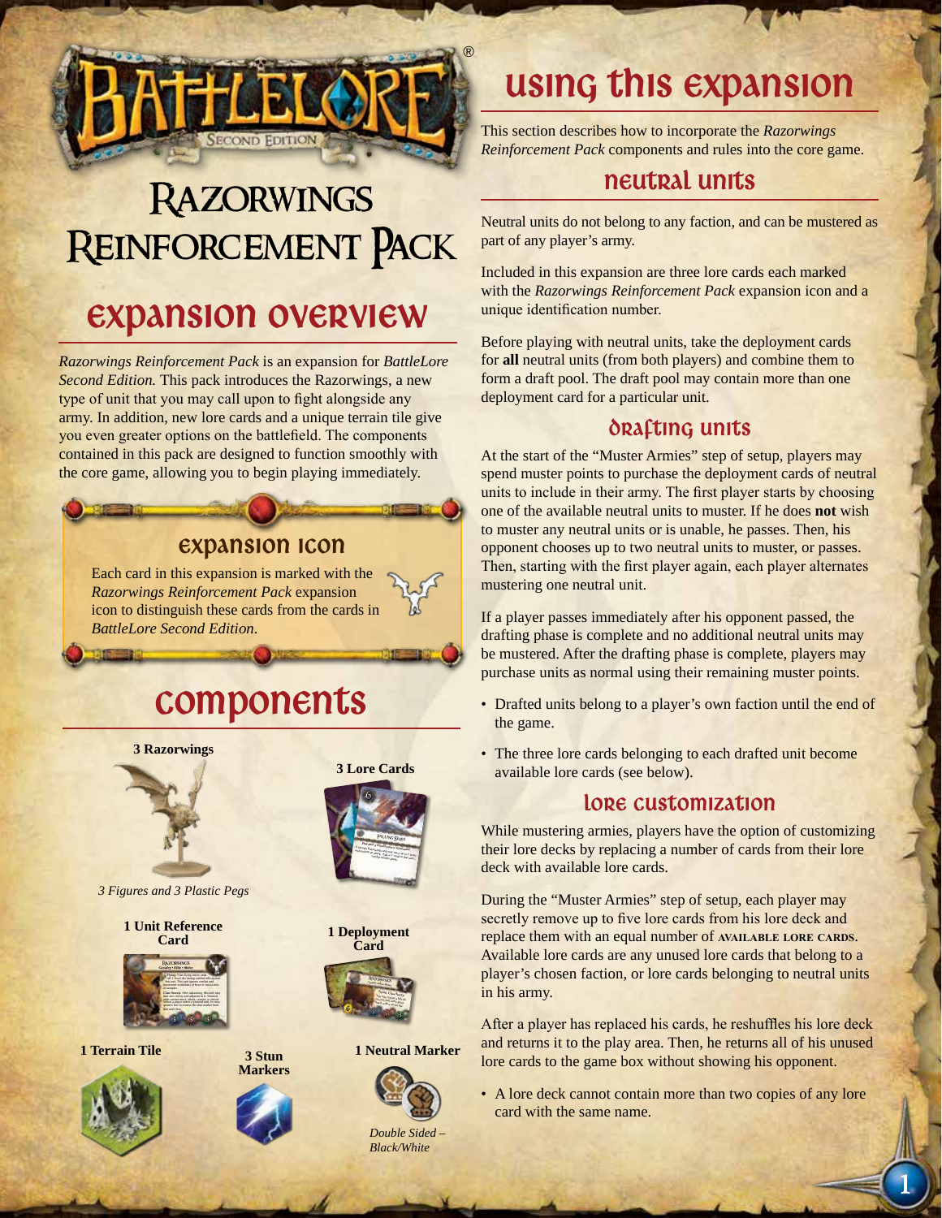# Razorwings Reinforcement Pack

## Expansion Overview

*Razorwings Reinforcement Pack* is an expansion for *BattleLore Second Edition.* This pack introduces the Razorwings, a new type of unit that you may call upon to fight alongside any army. In addition, new lore cards and a unique terrain tile give you even greater options on the battlefield. The components contained in this pack are designed to function smoothly with the core game, allowing you to begin playing immediately.

### Expansion Icon

Each card in this expansion is marked with the *Razorwings Reinforcement Pack* expansion icon to distinguish these cards from the cards in *BattleLore Second Edition*.

## Components

- **3 Razorwings** — *3 Figures and 3 Plastic Pegs*
- **3 Lore Cards**
- **1 Unit Reference Card**
- **1 Deployment Card**
- **1 Terrain Tile**
- **3 Stun Markers**
- **1 Neutral Marker** — *Double Sided – Black/White*

## Using this Expansion

This section describes how to incorporate the *Razorwings Reinforcement Pack* components and rules into the core game.

### Neutral Units

Neutral units do not belong to any faction, and can be mustered as part of any player's army.

Included in this expansion are three lore cards each marked with the *Razorwings Reinforcement Pack* expansion icon and a unique identification number.

Before playing with neutral units, take the deployment cards for **all** neutral units (from both players) and combine them to form a draft pool. The draft pool may contain more than one deployment card for a particular unit.

### Drafting Units

At the start of the "Muster Armies" step of setup, players may spend muster points to purchase the deployment cards of neutral units to include in their army. The first player starts by choosing one of the available neutral units to muster. If he does **not** wish to muster any neutral units or is unable, he passes. Then, his opponent chooses up to two neutral units to muster, or passes. Then, starting with the first player again, each player alternates mustering one neutral unit.

If a player passes immediately after his opponent passed, the drafting phase is complete and no additional neutral units may be mustered. After the drafting phase is complete, players may purchase units as normal using their remaining muster points.

- Drafted units belong to a player's own faction until the end of the game.
- The three lore cards belonging to each drafted unit become available lore cards (see below).

### Lore Customization

While mustering armies, players have the option of customizing their lore decks by replacing a number of cards from their lore deck with available lore cards.

During the "Muster Armies" step of setup, each player may secretly remove up to five lore cards from his lore deck and replace them with an equal number of **available lore cards**. Available lore cards are any unused lore cards that belong to a player's chosen faction, or lore cards belonging to neutral units in his army.

After a player has replaced his cards, he reshuffles his lore deck and returns it to the play area. Then, he returns all of his unused lore cards to the game box without showing his opponent.

- A lore deck cannot contain more than two copies of any lore card with the same name.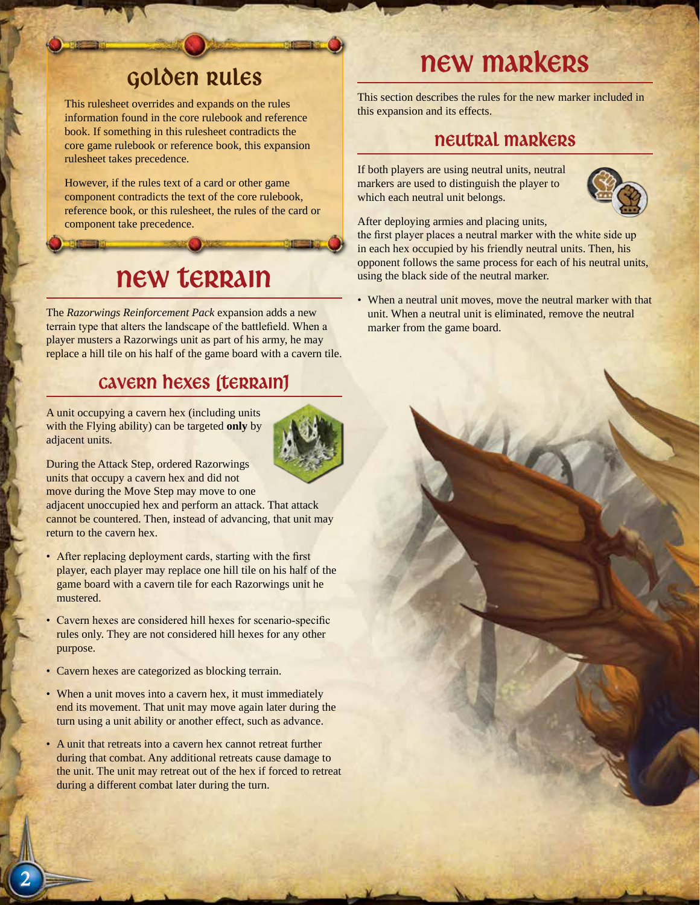## Golden Rules

This rulesheet overrides and expands on the rules information found in the core rulebook and reference book. If something in this rulesheet contradicts the core game rulebook or reference book, this expansion rulesheet takes precedence.

However, if the rules text of a card or other game component contradicts the text of the core rulebook, reference book, or this rulesheet, the rules of the card or component take precedence.

# New Terrain

The *Razorwings Reinforcement Pack* expansion adds a new terrain type that alters the landscape of the battlefield. When a player musters a Razorwings unit as part of his army, he may replace a hill tile on his half of the game board with a cavern tile.

## Cavern Hexes (Terrain)

A unit occupying a cavern hex (including units with the Flying ability) can be targeted **only** by adjacent units.

During the Attack Step, ordered Razorwings units that occupy a cavern hex and did not move during the Move Step may move to one adjacent unoccupied hex and perform an attack. That attack cannot be countered. Then, instead of advancing, that unit may return to the cavern hex.

- After replacing deployment cards, starting with the first player, each player may replace one hill tile on his half of the game board with a cavern tile for each Razorwings unit he mustered.
- Cavern hexes are considered hill hexes for scenario-specific rules only. They are not considered hill hexes for any other purpose.
- Cavern hexes are categorized as blocking terrain.
- When a unit moves into a cavern hex, it must immediately end its movement. That unit may move again later during the turn using a unit ability or another effect, such as advance.
- A unit that retreats into a cavern hex cannot retreat further during that combat. Any additional retreats cause damage to the unit. The unit may retreat out of the hex if forced to retreat during a different combat later during the turn.

# New Markers

This section describes the rules for the new marker included in this expansion and its effects.

## Neutral Markers

If both players are using neutral units, neutral markers are used to distinguish the player to which each neutral unit belongs.

After deploying armies and placing units, the first player places a neutral marker with the white side up in each hex occupied by his friendly neutral units. Then, his opponent follows the same process for each of his neutral units, using the black side of the neutral marker.

- When a neutral unit moves, move the neutral marker with that unit. When a neutral unit is eliminated, remove the neutral marker from the game board.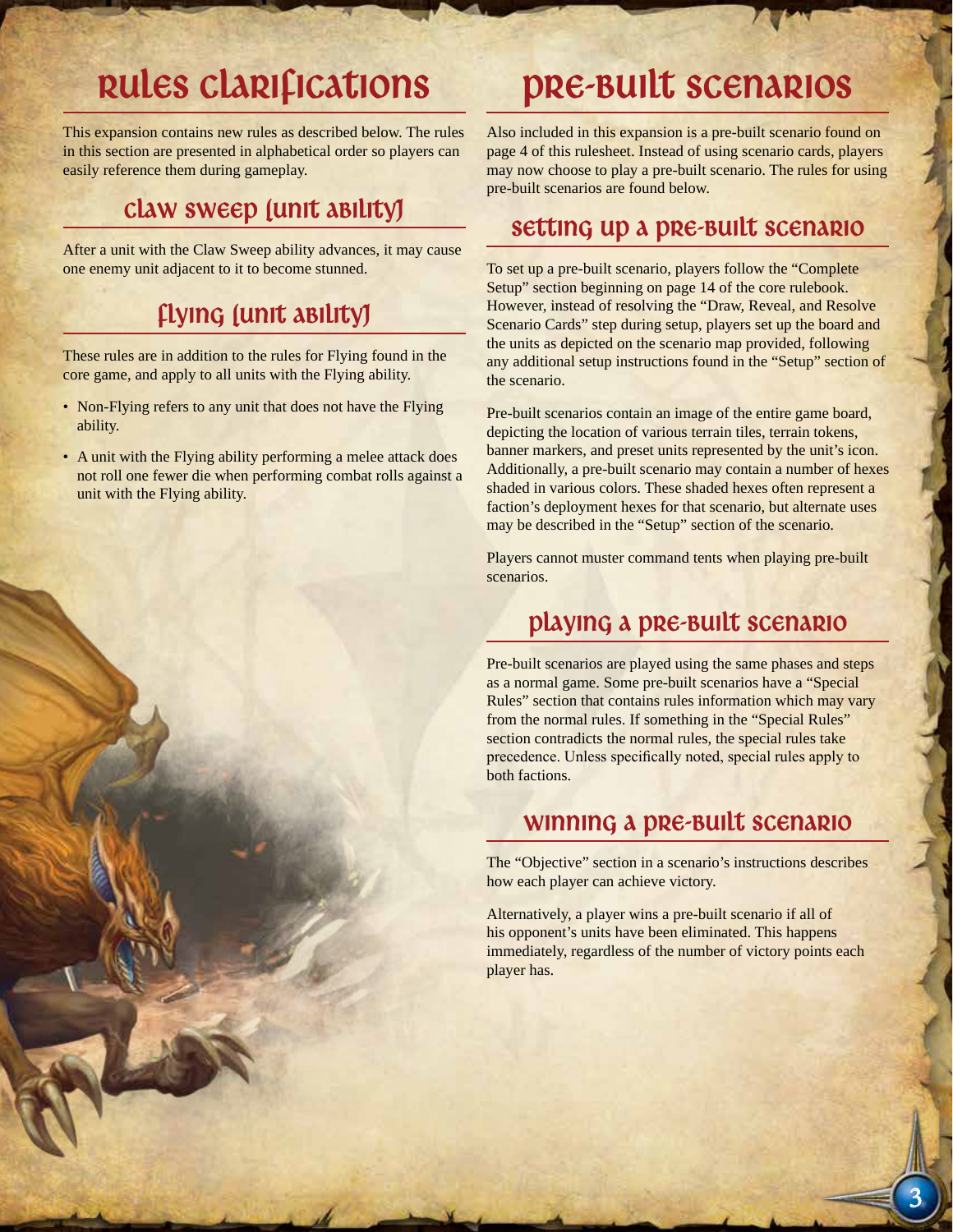# Rules Clarifications

This expansion contains new rules as described below. The rules in this section are presented in alphabetical order so players can easily reference them during gameplay.

## Claw Sweep (Unit Ability)

After a unit with the Claw Sweep ability advances, it may cause one enemy unit adjacent to it to become stunned.

## Flying (Unit Ability)

These rules are in addition to the rules for Flying found in the core game, and apply to all units with the Flying ability.

- Non-Flying refers to any unit that does not have the Flying ability.
- A unit with the Flying ability performing a melee attack does not roll one fewer die when performing combat rolls against a unit with the Flying ability.

# Pre-Built Scenarios

Also included in this expansion is a pre-built scenario found on page 4 of this rulesheet. Instead of using scenario cards, players may now choose to play a pre-built scenario. The rules for using pre-built scenarios are found below.

## Setting Up a Pre-Built Scenario

To set up a pre-built scenario, players follow the "Complete Setup" section beginning on page 14 of the core rulebook. However, instead of resolving the "Draw, Reveal, and Resolve Scenario Cards" step during setup, players set up the board and the units as depicted on the scenario map provided, following any additional setup instructions found in the "Setup" section of the scenario.

Pre-built scenarios contain an image of the entire game board, depicting the location of various terrain tiles, terrain tokens, banner markers, and preset units represented by the unit's icon. Additionally, a pre-built scenario may contain a number of hexes shaded in various colors. These shaded hexes often represent a faction's deployment hexes for that scenario, but alternate uses may be described in the "Setup" section of the scenario.

Players cannot muster command tents when playing pre-built scenarios.

## Playing a Pre-Built Scenario

Pre-built scenarios are played using the same phases and steps as a normal game. Some pre-built scenarios have a "Special Rules" section that contains rules information which may vary from the normal rules. If something in the "Special Rules" section contradicts the normal rules, the special rules take precedence. Unless specifically noted, special rules apply to both factions.

## Winning a Pre-Built Scenario

The "Objective" section in a scenario's instructions describes how each player can achieve victory.

Alternatively, a player wins a pre-built scenario if all of his opponent's units have been eliminated. This happens immediately, regardless of the number of victory points each player has.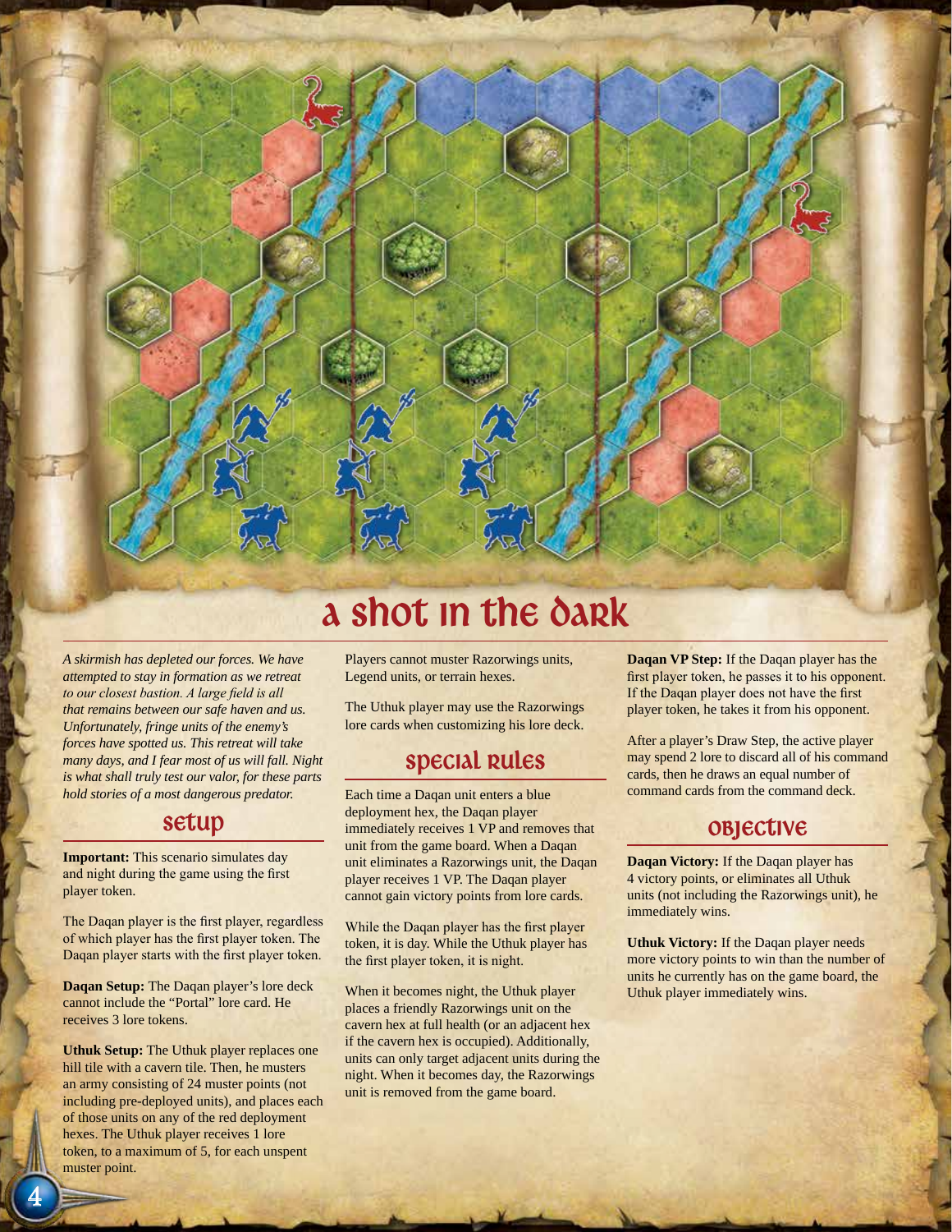# A Shot in the Dark

*A skirmish has depleted our forces. We have attempted to stay in formation as we retreat to our closest bastion. A large field is all that remains between our safe haven and us. Unfortunately, fringe units of the enemy's forces have spotted us. This retreat will take many days, and I fear most of us will fall. Night is what shall truly test our valor, for these parts hold stories of a most dangerous predator.*

## Setup

**Important:** This scenario simulates day and night during the game using the first player token.

The Daqan player is the first player, regardless of which player has the first player token. The Daqan player starts with the first player token.

**Daqan Setup:** The Daqan player's lore deck cannot include the "Portal" lore card. He receives 3 lore tokens.

**Uthuk Setup:** The Uthuk player replaces one hill tile with a cavern tile. Then, he musters an army consisting of 24 muster points (not including pre-deployed units), and places each of those units on any of the red deployment hexes. The Uthuk player receives 1 lore token, to a maximum of 5, for each unspent muster point.

Players cannot muster Razorwings units, Legend units, or terrain hexes.

The Uthuk player may use the Razorwings lore cards when customizing his lore deck.

## Special Rules

Each time a Daqan unit enters a blue deployment hex, the Daqan player immediately receives 1 VP and removes that unit from the game board. When a Daqan unit eliminates a Razorwings unit, the Daqan player receives 1 VP. The Daqan player cannot gain victory points from lore cards.

While the Daqan player has the first player token, it is day. While the Uthuk player has the first player token, it is night.

When it becomes night, the Uthuk player places a friendly Razorwings unit on the cavern hex at full health (or an adjacent hex if the cavern hex is occupied). Additionally, units can only target adjacent units during the night. When it becomes day, the Razorwings unit is removed from the game board.

**Daqan VP Step:** If the Daqan player has the first player token, he passes it to his opponent. If the Daqan player does not have the first player token, he takes it from his opponent.

After a player's Draw Step, the active player may spend 2 lore to discard all of his command cards, then he draws an equal number of command cards from the command deck.

## Objective

**Daqan Victory:** If the Daqan player has 4 victory points, or eliminates all Uthuk units (not including the Razorwings unit), he immediately wins.

**Uthuk Victory:** If the Daqan player needs more victory points to win than the number of units he currently has on the game board, the Uthuk player immediately wins.